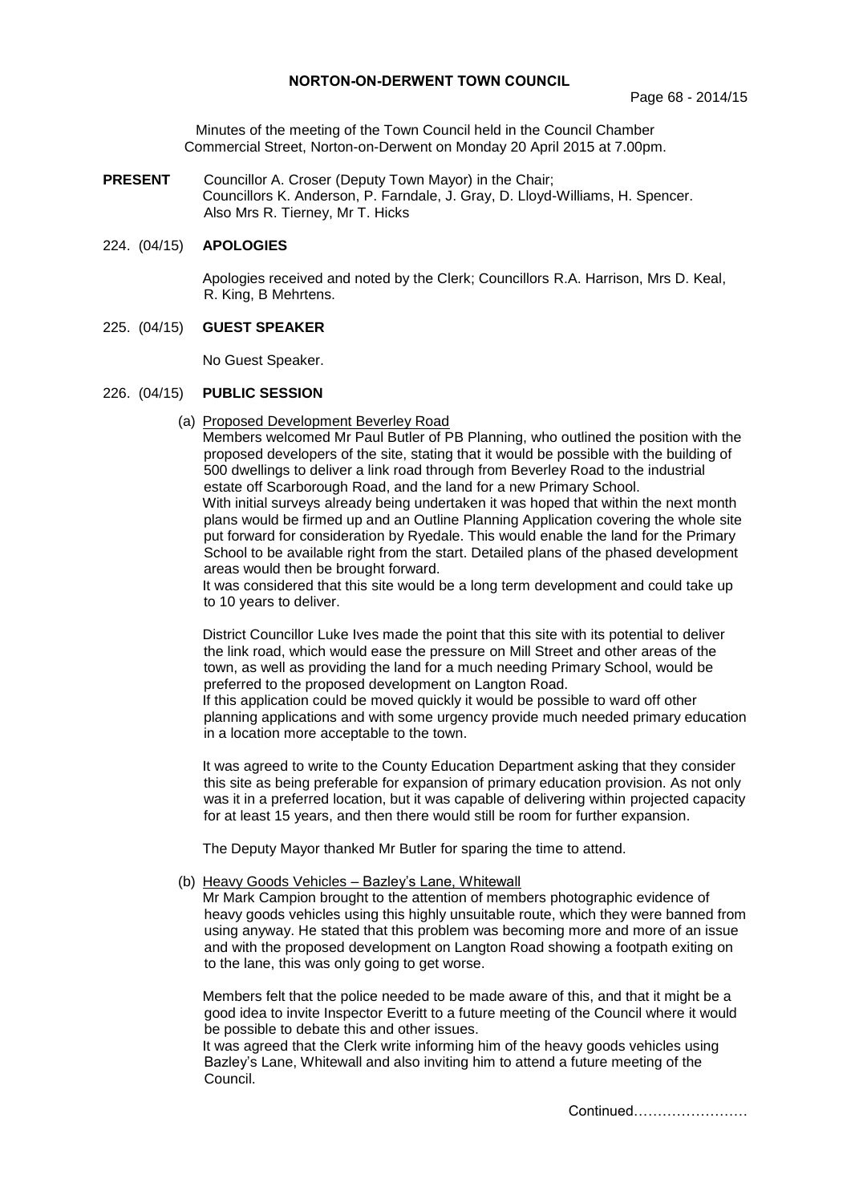# NORTON-ON-DERWENT TOWN COUNCIL

Minutes of the meeting of the Town Council held in the Council Chamber Commercial Street, Norton-on-Derwent on Monday 20 April 2015 at 7.00pm.

**PRESENT** Councillor A. Croser (Deputy Town Mayor) in the Chair; Councillors K. Anderson, P. Farndale, J. Gray, D. Lloyd-Williams, H. Spencer. Also Mrs R. Tierney, Mr T. Hicks

## 224. (04/15) APOLOGIES

Apologies received and noted by the Clerk; Councillors R.A. Harrison, Mrs D. Keal, R. King, B Mehrtens.

## 225. (04/15) GUEST SPEAKER

No Guest Speaker.

## 226. (04/15) PUBLIC SESSION

(a) Proposed Development Beverley Road

Members welcomed Mr Paul Butler of PB Planning, who outlined the position with the proposed developers of the site, stating that it would be possible with the building of 500 dwellings to deliver a link road through from Beverley Road to the industrial estate off Scarborough Road, and the land for a new Primary School.

With initial surveys already being undertaken it was hoped that within the next month plans would be firmed up and an Outline Planning Application covering the whole site put forward for consideration by Ryedale. This would enable the land for the Primary School to be available right from the start. Detailed plans of the phased development areas would then be brought forward.

It was considered that this site would be a long term development and could take up to 10 years to deliver.

District Councillor Luke Ives made the point that this site with its potential to deliver the link road, which would ease the pressure on Mill Street and other areas of the town, as well as providing the land for a much needing Primary School, would be preferred to the proposed development on Langton Road.

If this application could be moved quickly it would be possible to ward off other planning applications and with some urgency provide much needed primary education in a location more acceptable to the town.

It was agreed to write to the County Education Department asking that they consider this site as being preferable for expansion of primary education provision. As not only was it in a preferred location, but it was capable of delivering within projected capacity for at least 15 years, and then there would still be room for further expansion.

The Deputy Mayor thanked Mr Butler for sparing the time to attend.

(b) Heavy Goods Vehicles – Bazley's Lane, Whitewall

Mr Mark Campion brought to the attention of members photographic evidence of heavy goods vehicles using this highly unsuitable route, which they were banned from using anyway. He stated that this problem was becoming more and more of an issue and with the proposed development on Langton Road showing a footpath exiting on to the lane, this was only going to get worse.

Members felt that the police needed to be made aware of this, and that it might be a good idea to invite Inspector Everitt to a future meeting of the Council where it would be possible to debate this and other issues.

It was agreed that the Clerk write informing him of the heavy goods vehicles using Bazley's Lane, Whitewall and also inviting him to attend a future meeting of the Council.

Continued……………………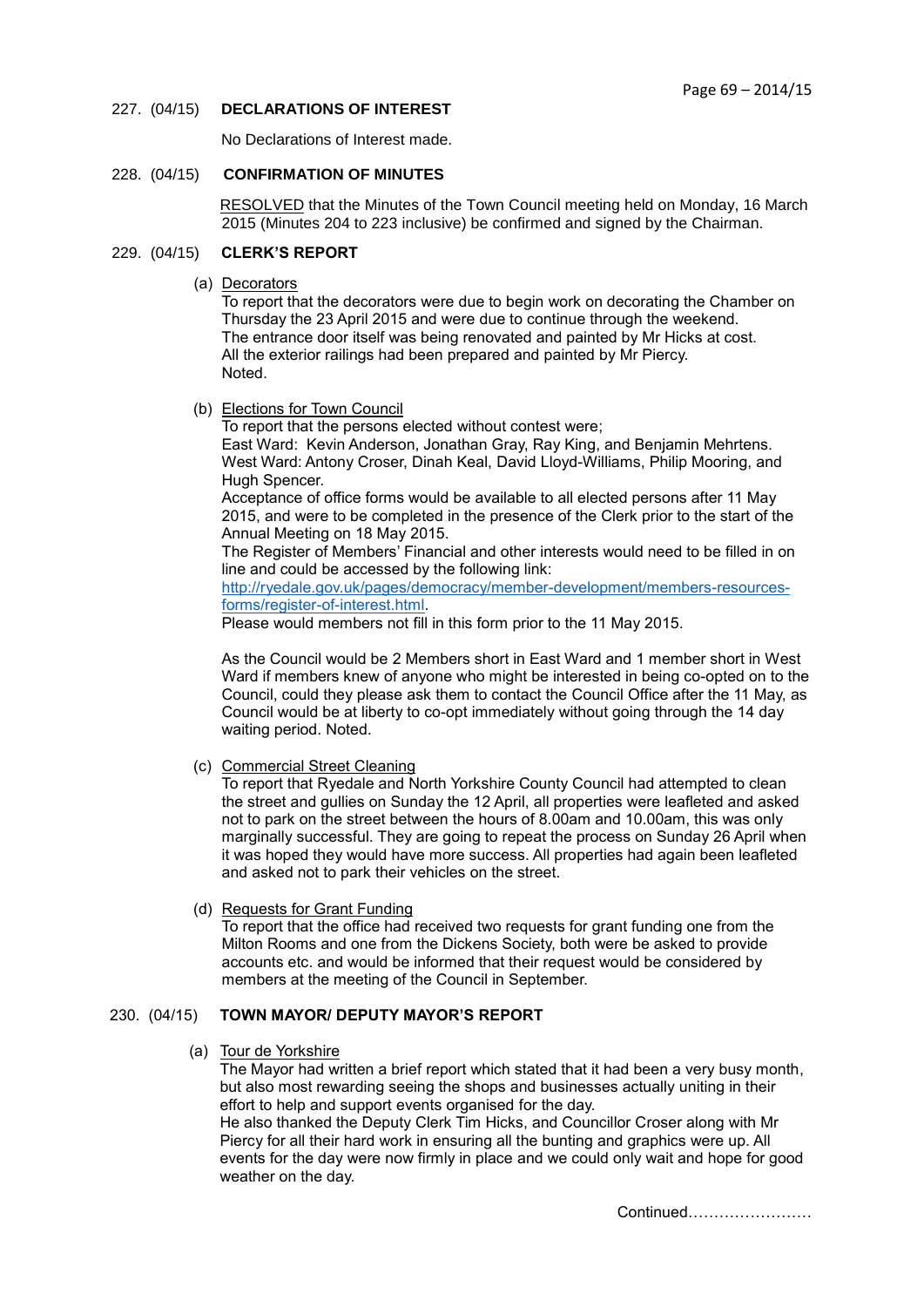## 227. (04/15) DECLARATIONS OF INTEREST

No Declarations of Interest made.

## 228. (04/15) CONFIRMATION OF MINUTES

RESOLVED that the Minutes of the Town Council meeting held on Monday, 16 March 2015 (Minutes 204 to 223 inclusive) be confirmed and signed by the Chairman.

## 229. (04/15) CLERK'S REPORT

(a) Decorators

To report that the decorators were due to begin work on decorating the Chamber on Thursday the 23 April 2015 and were due to continue through the weekend.
The entrance door itself was being renovated and painted by Mr Hicks at cost.
All the exterior railings had been prepared and painted by Mr Piercy.
Noted.

(b) Elections for Town Council

To report that the persons elected without contest were;
East Ward: Kevin Anderson, Jonathan Gray, Ray King, and Benjamin Mehrtens.
West Ward: Antony Croser, Dinah Keal, David Lloyd-Williams, Philip Mooring, and Hugh Spencer.
Acceptance of office forms would be available to all elected persons after 11 May 2015, and were to be completed in the presence of the Clerk prior to the start of the Annual Meeting on 18 May 2015.
The Register of Members' Financial and other interests would need to be filled in on line and could be accessed by the following link:
http://ryedale.gov.uk/pages/democracy/member-development/members-resources-forms/register-of-interest.html.
Please would members not fill in this form prior to the 11 May 2015.

As the Council would be 2 Members short in East Ward and 1 member short in West Ward if members knew of anyone who might be interested in being co-opted on to the Council, could they please ask them to contact the Council Office after the 11 May, as Council would be at liberty to co-opt immediately without going through the 14 day waiting period. Noted.

(c) Commercial Street Cleaning

To report that Ryedale and North Yorkshire County Council had attempted to clean the street and gullies on Sunday the 12 April, all properties were leafleted and asked not to park on the street between the hours of 8.00am and 10.00am, this was only marginally successful. They are going to repeat the process on Sunday 26 April when it was hoped they would have more success. All properties had again been leafleted and asked not to park their vehicles on the street.

(d) Requests for Grant Funding

To report that the office had received two requests for grant funding one from the Milton Rooms and one from the Dickens Society, both were be asked to provide accounts etc. and would be informed that their request would be considered by members at the meeting of the Council in September.

## 230. (04/15) TOWN MAYOR/ DEPUTY MAYOR'S REPORT

(a) Tour de Yorkshire

The Mayor had written a brief report which stated that it had been a very busy month, but also most rewarding seeing the shops and businesses actually uniting in their effort to help and support events organised for the day.
He also thanked the Deputy Clerk Tim Hicks, and Councillor Croser along with Mr Piercy for all their hard work in ensuring all the bunting and graphics were up. All events for the day were now firmly in place and we could only wait and hope for good weather on the day.

Continued……………………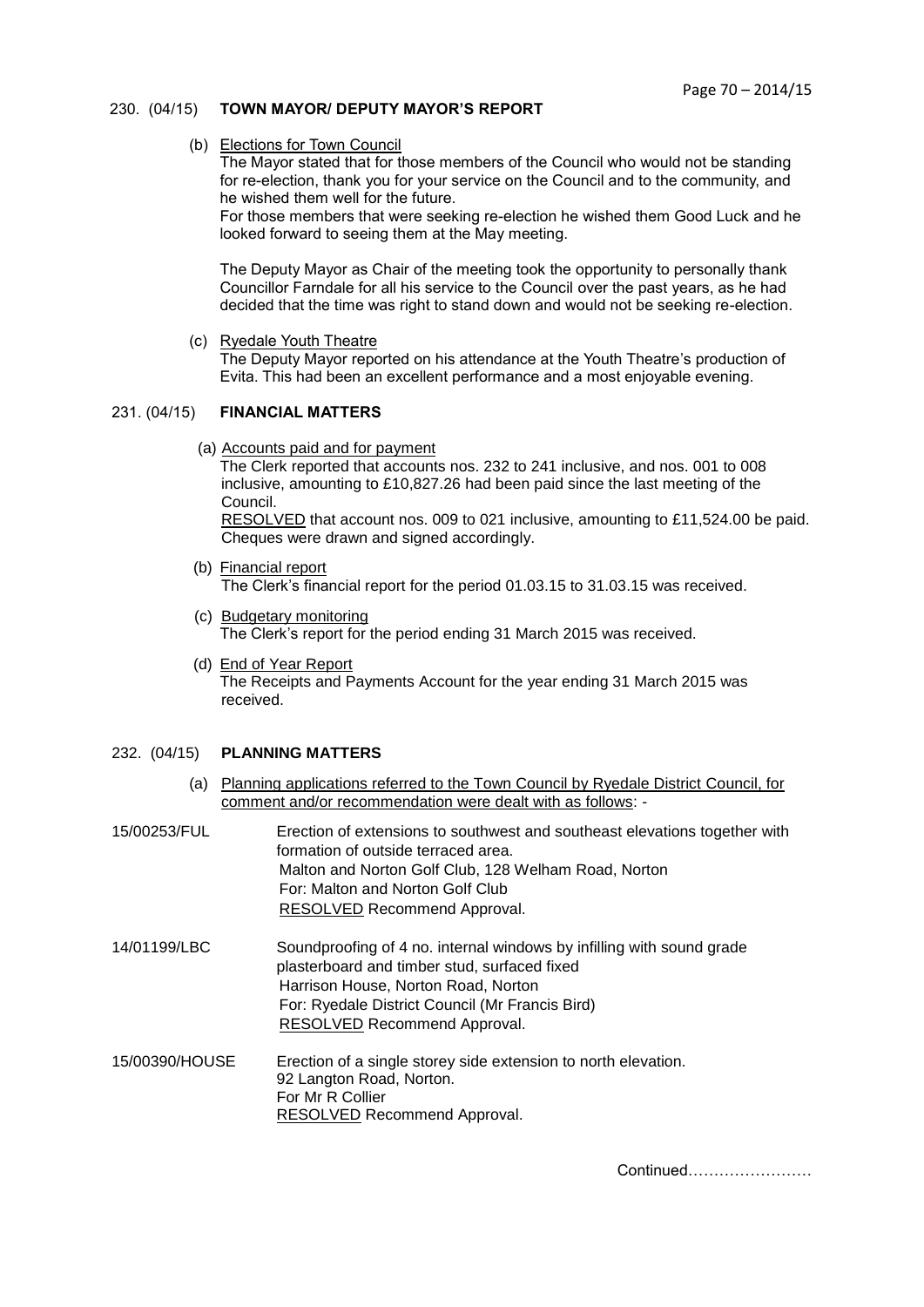## 230. (04/15) **TOWN MAYOR/ DEPUTY MAYOR'S REPORT**

(b) Elections for Town Council

The Mayor stated that for those members of the Council who would not be standing for re-election, thank you for your service on the Council and to the community, and he wished them well for the future.
For those members that were seeking re-election he wished them Good Luck and he looked forward to seeing them at the May meeting.

The Deputy Mayor as Chair of the meeting took the opportunity to personally thank Councillor Farndale for all his service to the Council over the past years, as he had decided that the time was right to stand down and would not be seeking re-election.

(c) Ryedale Youth Theatre

The Deputy Mayor reported on his attendance at the Youth Theatre's production of Evita. This had been an excellent performance and a most enjoyable evening.

## 231. (04/15) **FINANCIAL MATTERS**

(a) Accounts paid and for payment

The Clerk reported that accounts nos. 232 to 241 inclusive, and nos. 001 to 008 inclusive, amounting to £10,827.26 had been paid since the last meeting of the Council.
RESOLVED that account nos. 009 to 021 inclusive, amounting to £11,524.00 be paid. Cheques were drawn and signed accordingly.

(b) Financial report

The Clerk's financial report for the period 01.03.15 to 31.03.15 was received.

(c) Budgetary monitoring

The Clerk's report for the period ending 31 March 2015 was received.

(d) End of Year Report

The Receipts and Payments Account for the year ending 31 March 2015 was received.

## 232. (04/15) **PLANNING MATTERS**

(a) Planning applications referred to the Town Council by Ryedale District Council, for comment and/or recommendation were dealt with as follows: -

15/00253/FUL
Erection of extensions to southwest and southeast elevations together with formation of outside terraced area.
Malton and Norton Golf Club, 128 Welham Road, Norton
For: Malton and Norton Golf Club
RESOLVED Recommend Approval.

14/01199/LBC
Soundproofing of 4 no. internal windows by infilling with sound grade plasterboard and timber stud, surfaced fixed
Harrison House, Norton Road, Norton
For: Ryedale District Council (Mr Francis Bird)
RESOLVED Recommend Approval.

15/00390/HOUSE
Erection of a single storey side extension to north elevation.
92 Langton Road, Norton.
For Mr R Collier
RESOLVED Recommend Approval.

Continued……………………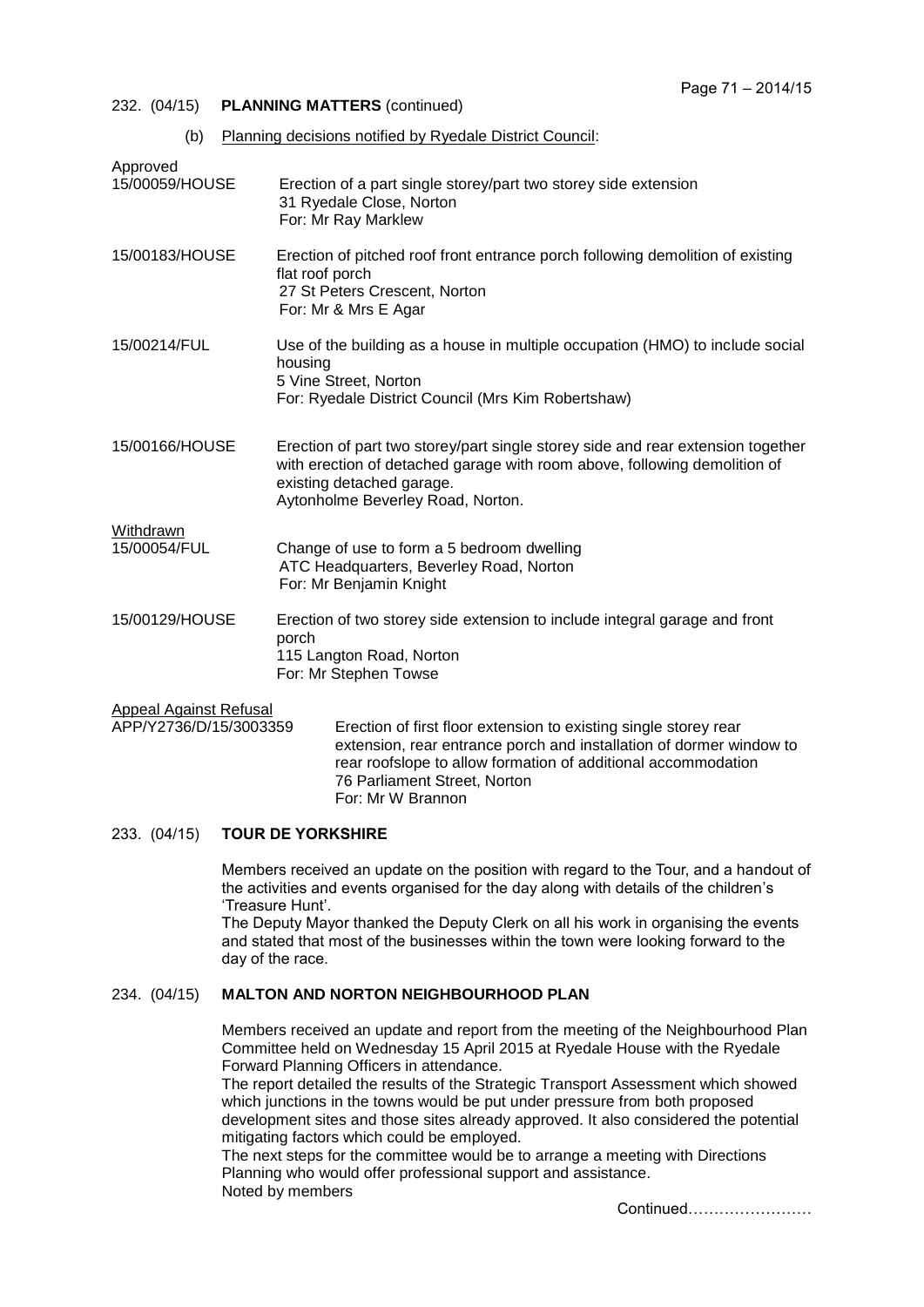232. (04/15) **PLANNING MATTERS** (continued)

(b) Planning decisions notified by Ryedale District Council:

Approved

15/00059/HOUSE — Erection of a part single storey/part two storey side extension
31 Ryedale Close, Norton
For: Mr Ray Marklew

15/00183/HOUSE — Erection of pitched roof front entrance porch following demolition of existing flat roof porch
27 St Peters Crescent, Norton
For: Mr & Mrs E Agar

15/00214/FUL — Use of the building as a house in multiple occupation (HMO) to include social housing
5 Vine Street, Norton
For: Ryedale District Council (Mrs Kim Robertshaw)

15/00166/HOUSE — Erection of part two storey/part single storey side and rear extension together with erection of detached garage with room above, following demolition of existing detached garage.
Aytonholme Beverley Road, Norton.

Withdrawn

15/00054/FUL — Change of use to form a 5 bedroom dwelling
ATC Headquarters, Beverley Road, Norton
For: Mr Benjamin Knight

15/00129/HOUSE — Erection of two storey side extension to include integral garage and front porch
115 Langton Road, Norton
For: Mr Stephen Towse

Appeal Against Refusal

APP/Y2736/D/15/3003359 — Erection of first floor extension to existing single storey rear extension, rear entrance porch and installation of dormer window to rear roofslope to allow formation of additional accommodation
76 Parliament Street, Norton
For: Mr W Brannon

233. (04/15) **TOUR DE YORKSHIRE**

Members received an update on the position with regard to the Tour, and a handout of the activities and events organised for the day along with details of the children's 'Treasure Hunt'.
The Deputy Mayor thanked the Deputy Clerk on all his work in organising the events and stated that most of the businesses within the town were looking forward to the day of the race.

234. (04/15) **MALTON AND NORTON NEIGHBOURHOOD PLAN**

Members received an update and report from the meeting of the Neighbourhood Plan Committee held on Wednesday 15 April 2015 at Ryedale House with the Ryedale Forward Planning Officers in attendance.
The report detailed the results of the Strategic Transport Assessment which showed which junctions in the towns would be put under pressure from both proposed development sites and those sites already approved. It also considered the potential mitigating factors which could be employed.
The next steps for the committee would be to arrange a meeting with Directions Planning who would offer professional support and assistance.
Noted by members

Continued……………………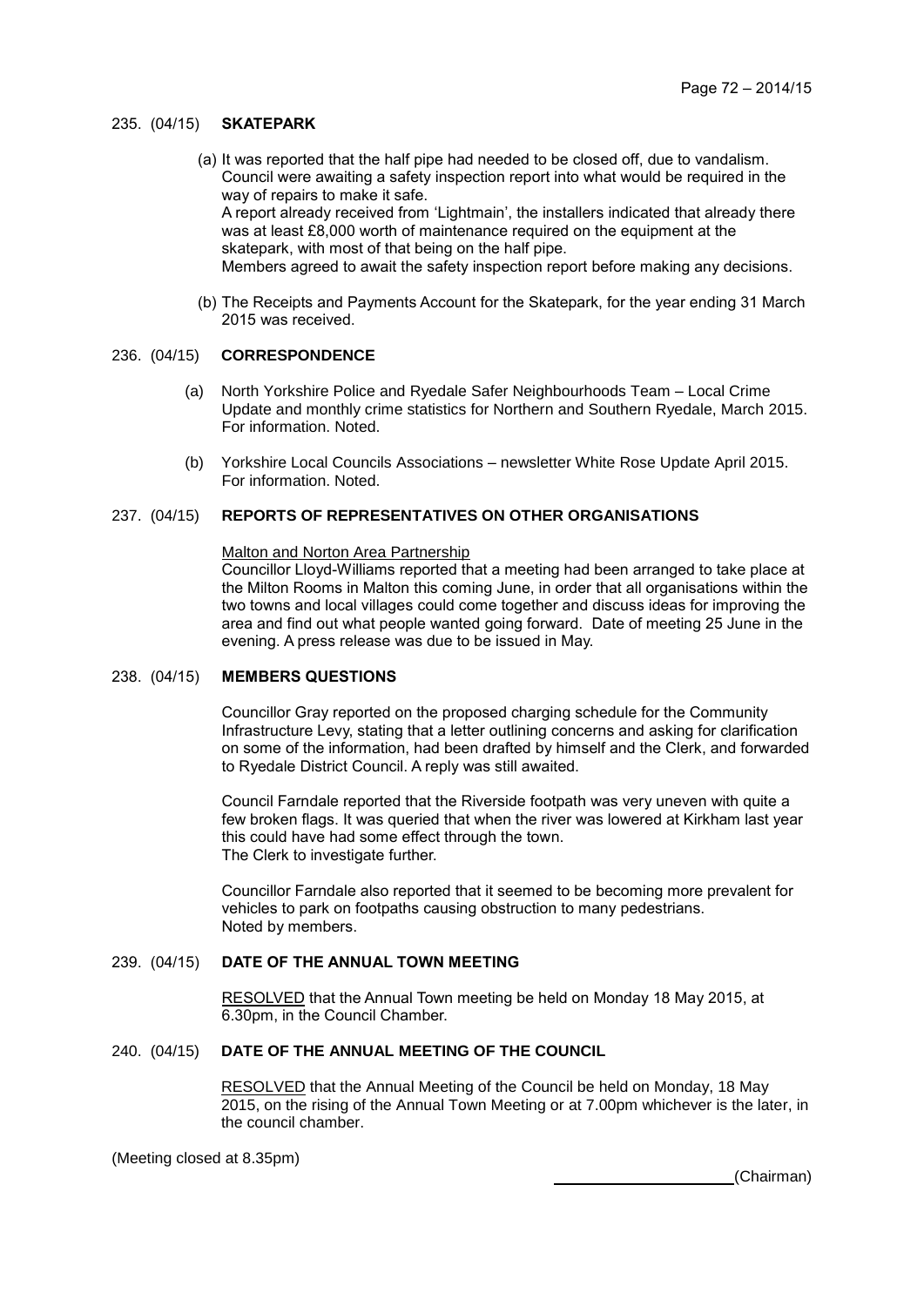235. (04/15) **SKATEPARK**

(a) It was reported that the half pipe had needed to be closed off, due to vandalism. Council were awaiting a safety inspection report into what would be required in the way of repairs to make it safe.
A report already received from 'Lightmain', the installers indicated that already there was at least £8,000 worth of maintenance required on the equipment at the skatepark, with most of that being on the half pipe.
Members agreed to await the safety inspection report before making any decisions.

(b) The Receipts and Payments Account for the Skatepark, for the year ending 31 March 2015 was received.

236. (04/15) **CORRESPONDENCE**

(a) North Yorkshire Police and Ryedale Safer Neighbourhoods Team – Local Crime Update and monthly crime statistics for Northern and Southern Ryedale, March 2015. For information. Noted.

(b) Yorkshire Local Councils Associations – newsletter White Rose Update April 2015. For information. Noted.

237. (04/15) **REPORTS OF REPRESENTATIVES ON OTHER ORGANISATIONS**

Malton and Norton Area Partnership

Councillor Lloyd-Williams reported that a meeting had been arranged to take place at the Milton Rooms in Malton this coming June, in order that all organisations within the two towns and local villages could come together and discuss ideas for improving the area and find out what people wanted going forward. Date of meeting 25 June in the evening. A press release was due to be issued in May.

238. (04/15) **MEMBERS QUESTIONS**

Councillor Gray reported on the proposed charging schedule for the Community Infrastructure Levy, stating that a letter outlining concerns and asking for clarification on some of the information, had been drafted by himself and the Clerk, and forwarded to Ryedale District Council. A reply was still awaited.

Council Farndale reported that the Riverside footpath was very uneven with quite a few broken flags. It was queried that when the river was lowered at Kirkham last year this could have had some effect through the town.
The Clerk to investigate further.

Councillor Farndale also reported that it seemed to be becoming more prevalent for vehicles to park on footpaths causing obstruction to many pedestrians.
Noted by members.

239. (04/15) **DATE OF THE ANNUAL TOWN MEETING**

RESOLVED that the Annual Town meeting be held on Monday 18 May 2015, at 6.30pm, in the Council Chamber.

240. (04/15) **DATE OF THE ANNUAL MEETING OF THE COUNCIL**

RESOLVED that the Annual Meeting of the Council be held on Monday, 18 May 2015, on the rising of the Annual Town Meeting or at 7.00pm whichever is the later, in the council chamber.

(Meeting closed at 8.35pm)

\_\_\_\_\_\_\_\_\_\_\_\_\_\_\_\_\_\_\_\_(Chairman)